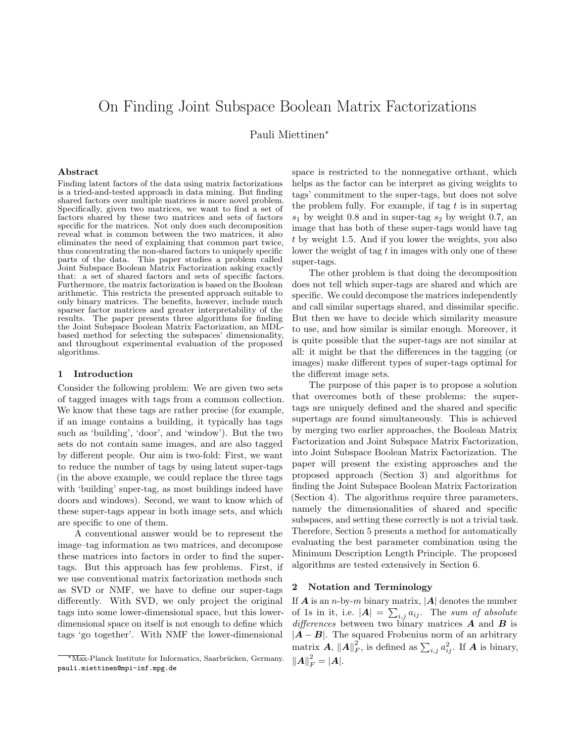# On Finding Joint Subspace Boolean Matrix Factorizations

Pauli Miettinen*

## Abstract

Finding latent factors of the data using matrix factorizations is a tried-and-tested approach in data mining. But finding shared factors over multiple matrices is more novel problem. Specifically, given two matrices, we want to find a set of factors shared by these two matrices and sets of factors specific for the matrices. Not only does such decomposition reveal what is common between the two matrices, it also eliminates the need of explaining that common part twice, thus concentrating the non-shared factors to uniquely specific parts of the data. This paper studies a problem called Joint Subspace Boolean Matrix Factorization asking exactly that: a set of shared factors and sets of specific factors. Furthermore, the matrix factorization is based on the Boolean arithmetic. This restricts the presented approach suitable to only binary matrices. The benefits, however, include much sparser factor matrices and greater interpretability of the results. The paper presents three algorithms for finding the Joint Subspace Boolean Matrix Factorization, an MDL-based method for selecting the subspaces' dimensionality, and throughout experimental evaluation of the proposed algorithms.

## 1 Introduction

Consider the following problem: We are given two sets of tagged images with tags from a common collection. We know that these tags are rather precise (for example, if an image contains a building, it typically has tags such as 'building', 'door', and 'window'). But the two sets do not contain same images, and are also tagged by different people. Our aim is two-fold: First, we want to reduce the number of tags by using latent super-tags (in the above example, we could replace the three tags with 'building' super-tag, as most buildings indeed have doors and windows). Second, we want to know which of these super-tags appear in both image sets, and which are specific to one of them.

A conventional answer would be to represent the image–tag information as two matrices, and decompose these matrices into factors in order to find the super-tags. But this approach has few problems. First, if we use conventional matrix factorization methods such as SVD or NMF, we have to define our super-tags differently. With SVD, we only project the original tags into some lower-dimensional space, but this lower-dimensional space on itself is not enough to define which tags 'go together'. With NMF the lower-dimensional space is restricted to the nonnegative orthant, which helps as the factor can be interpret as giving weights to tags' commitment to the super-tags, but does not solve the problem fully. For example, if tag $t$ is in supertag $s_1$ by weight 0.8 and in super-tag $s_2$ by weight 0.7, an image that has both of these super-tags would have tag $t$ by weight 1.5. And if you lower the weights, you also lower the weight of tag $t$ in images with only one of these super-tags.

The other problem is that doing the decomposition does not tell which super-tags are shared and which are specific. We could decompose the matrices independently and call similar supertags shared, and dissimilar specific. But then we have to decide which similarity measure to use, and how similar is similar enough. Moreover, it is quite possible that the super-tags are not similar at all: it might be that the differences in the tagging (or images) make different types of super-tags optimal for the different image sets.

The purpose of this paper is to propose a solution that overcomes both of these problems: the super-tags are uniquely defined and the shared and specific supertags are found simultaneously. This is achieved by merging two earlier approaches, the Boolean Matrix Factorization and Joint Subspace Matrix Factorization, into Joint Subspace Boolean Matrix Factorization. The paper will present the existing approaches and the proposed approach (Section 3) and algorithms for finding the Joint Subspace Boolean Matrix Factorization (Section 4). The algorithms require three parameters, namely the dimensionalities of shared and specific subspaces, and setting these correctly is not a trivial task. Therefore, Section 5 presents a method for automatically evaluating the best parameter combination using the Minimum Description Length Principle. The proposed algorithms are tested extensively in Section 6.

## 2 Notation and Terminology

If $\boldsymbol{A}$ is an $n$-by-$m$ binary matrix, $|\boldsymbol{A}|$ denotes the number of 1s in it, i.e. $|\boldsymbol{A}| = \sum_{i,j} a_{ij}$. The *sum of absolute differences* between two binary matrices $\boldsymbol{A}$ and $\boldsymbol{B}$ is $|\boldsymbol{A} - \boldsymbol{B}|$. The squared Frobenius norm of an arbitrary matrix $\boldsymbol{A}$, $\|\boldsymbol{A}\|_F^2$, is defined as $\sum_{i,j} a_{ij}^2$. If $\boldsymbol{A}$ is binary, $\|\boldsymbol{A}\|_F^2 = |\boldsymbol{A}|$.

*Max-Planck Institute for Informatics, Saarbrücken, Germany. pauli.miettinen@mpi-inf.mpg.de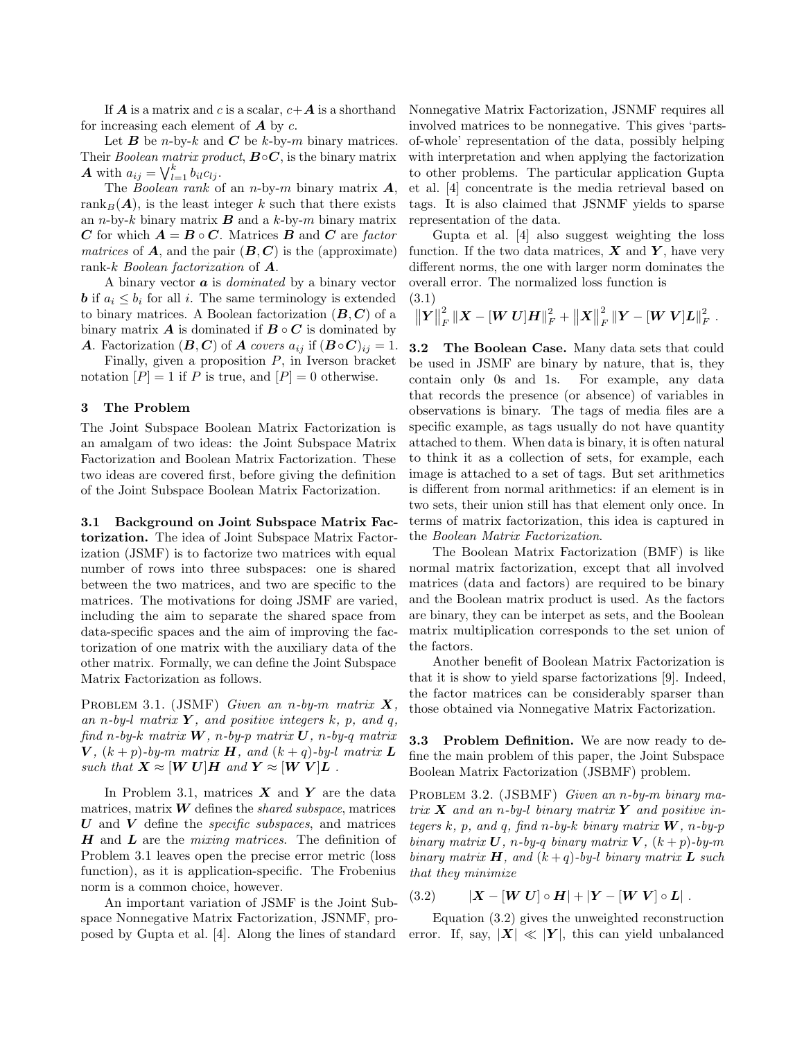If $\boldsymbol{A}$ is a matrix and $c$ is a scalar, $c+\boldsymbol{A}$ is a shorthand for increasing each element of $\boldsymbol{A}$ by $c$.

Let $\boldsymbol{B}$ be $n$-by-$k$ and $\boldsymbol{C}$ be $k$-by-$m$ binary matrices. Their *Boolean matrix product*, $\boldsymbol{B}\circ\boldsymbol{C}$, is the binary matrix $\boldsymbol{A}$ with $a_{ij} = \bigvee_{l=1}^{k} b_{il}c_{lj}$.

The *Boolean rank* of an $n$-by-$m$ binary matrix $\boldsymbol{A}$, $\mathrm{rank}_B(\boldsymbol{A})$, is the least integer $k$ such that there exists an $n$-by-$k$ binary matrix $\boldsymbol{B}$ and a $k$-by-$m$ binary matrix $\boldsymbol{C}$ for which $\boldsymbol{A} = \boldsymbol{B}\circ\boldsymbol{C}$. Matrices $\boldsymbol{B}$ and $\boldsymbol{C}$ are *factor matrices* of $\boldsymbol{A}$, and the pair $(\boldsymbol{B}, \boldsymbol{C})$ is the (approximate) rank-$k$ *Boolean factorization* of $\boldsymbol{A}$.

A binary vector $\boldsymbol{a}$ is *dominated* by a binary vector $\boldsymbol{b}$ if $a_i \leq b_i$ for all $i$. The same terminology is extended to binary matrices. A Boolean factorization $(\boldsymbol{B}, \boldsymbol{C})$ of a binary matrix $\boldsymbol{A}$ is dominated if $\boldsymbol{B}\circ\boldsymbol{C}$ is dominated by $\boldsymbol{A}$. Factorization $(\boldsymbol{B}, \boldsymbol{C})$ of $\boldsymbol{A}$ *covers* $a_{ij}$ if $(\boldsymbol{B}\circ\boldsymbol{C})_{ij} = 1$.

Finally, given a proposition $P$, in Iverson bracket notation $[P] = 1$ if $P$ is true, and $[P] = 0$ otherwise.

## 3 The Problem

The Joint Subspace Boolean Matrix Factorization is an amalgam of two ideas: the Joint Subspace Matrix Factorization and Boolean Matrix Factorization. These two ideas are covered first, before giving the definition of the Joint Subspace Boolean Matrix Factorization.

**3.1 Background on Joint Subspace Matrix Factorization.** The idea of Joint Subspace Matrix Factorization (JSMF) is to factorize two matrices with equal number of rows into three subspaces: one is shared between the two matrices, and two are specific to the matrices. The motivations for doing JSMF are varied, including the aim to separate the shared space from data-specific spaces and the aim of improving the factorization of one matrix with the auxiliary data of the other matrix. Formally, we can define the Joint Subspace Matrix Factorization as follows.

Problem 3.1. (JSMF) *Given an $n$-by-$m$ matrix $\boldsymbol{X}$, an $n$-by-$l$ matrix $\boldsymbol{Y}$, and positive integers $k$, $p$, and $q$, find $n$-by-$k$ matrix $\boldsymbol{W}$, $n$-by-$p$ matrix $\boldsymbol{U}$, $n$-by-$q$ matrix $\boldsymbol{V}$, $(k+p)$-by-$m$ matrix $\boldsymbol{H}$, and $(k+q)$-by-$l$ matrix $\boldsymbol{L}$ such that $\boldsymbol{X} \approx [\boldsymbol{W}\ \boldsymbol{U}]\boldsymbol{H}$ and $\boldsymbol{Y} \approx [\boldsymbol{W}\ \boldsymbol{V}]\boldsymbol{L}$ .*

In Problem 3.1, matrices $\boldsymbol{X}$ and $\boldsymbol{Y}$ are the data matrices, matrix $\boldsymbol{W}$ defines the *shared subspace*, matrices $\boldsymbol{U}$ and $\boldsymbol{V}$ define the *specific subspaces*, and matrices $\boldsymbol{H}$ and $\boldsymbol{L}$ are the *mixing matrices*. The definition of Problem 3.1 leaves open the precise error metric (loss function), as it is application-specific. The Frobenius norm is a common choice, however.

An important variation of JSMF is the Joint Subspace Nonnegative Matrix Factorization, JSNMF, proposed by Gupta et al. [4]. Along the lines of standard Nonnegative Matrix Factorization, JSNMF requires all involved matrices to be nonnegative. This gives 'parts-of-whole' representation of the data, possibly helping with interpretation and when applying the factorization to other problems. The particular application Gupta et al. [4] concentrate is the media retrieval based on tags. It is also claimed that JSNMF yields to sparse representation of the data.

Gupta et al. [4] also suggest weighting the loss function. If the two data matrices, $\boldsymbol{X}$ and $\boldsymbol{Y}$, have very different norms, the one with larger norm dominates the overall error. The normalized loss function is

$$\left\|\boldsymbol{Y}\right\|_F^2 \left\|\boldsymbol{X} - [\boldsymbol{W}\ \boldsymbol{U}]\boldsymbol{H}\right\|_F^2 + \left\|\boldsymbol{X}\right\|_F^2 \left\|\boldsymbol{Y} - [\boldsymbol{W}\ \boldsymbol{V}]\boldsymbol{L}\right\|_F^2 . \tag{3.1}$$

**3.2 The Boolean Case.** Many data sets that could be used in JSMF are binary by nature, that is, they contain only 0s and 1s. For example, any data that records the presence (or absence) of variables in observations is binary. The tags of media files are a specific example, as tags usually do not have quantity attached to them. When data is binary, it is often natural to think it as a collection of sets, for example, each image is attached to a set of tags. But set arithmetics is different from normal arithmetics: if an element is in two sets, their union still has that element only once. In terms of matrix factorization, this idea is captured in the *Boolean Matrix Factorization*.

The Boolean Matrix Factorization (BMF) is like normal matrix factorization, except that all involved matrices (data and factors) are required to be binary and the Boolean matrix product is used. As the factors are binary, they can be interpet as sets, and the Boolean matrix multiplication corresponds to the set union of the factors.

Another benefit of Boolean Matrix Factorization is that it is show to yield sparse factorizations [9]. Indeed, the factor matrices can be considerably sparser than those obtained via Nonnegative Matrix Factorization.

**3.3 Problem Definition.** We are now ready to define the main problem of this paper, the Joint Subspace Boolean Matrix Factorization (JSBMF) problem.

Problem 3.2. (JSBMF) *Given an $n$-by-$m$ binary matrix $\boldsymbol{X}$ and an $n$-by-$l$ binary matrix $\boldsymbol{Y}$ and positive integers $k$, $p$, and $q$, find $n$-by-$k$ binary matrix $\boldsymbol{W}$, $n$-by-$p$ binary matrix $\boldsymbol{U}$, $n$-by-$q$ binary matrix $\boldsymbol{V}$, $(k+p)$-by-$m$ binary matrix $\boldsymbol{H}$, and $(k+q)$-by-$l$ binary matrix $\boldsymbol{L}$ such that they minimize*

$$|\boldsymbol{X} - [\boldsymbol{W}\ \boldsymbol{U}]\circ\boldsymbol{H}| + |\boldsymbol{Y} - [\boldsymbol{W}\ \boldsymbol{V}]\circ\boldsymbol{L}| . \tag{3.2}$$

Equation (3.2) gives the unweighted reconstruction error. If, say, $|\boldsymbol{X}| \ll |\boldsymbol{Y}|$, this can yield unbalanced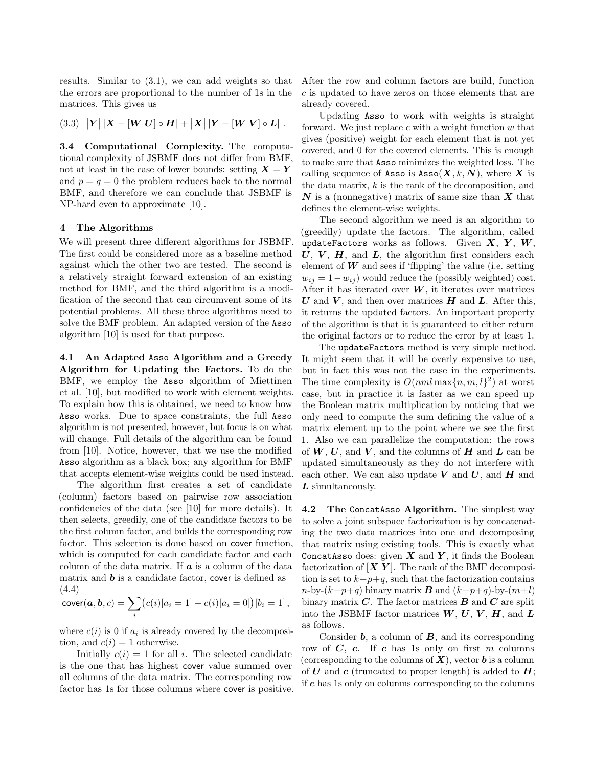results. Similar to (3.1), we can add weights so that the errors are proportional to the number of 1s in the matrices. This gives us

$$\left|\boldsymbol{Y}\right| \left|\boldsymbol{X} - [\boldsymbol{W}\ \boldsymbol{U}] \circ \boldsymbol{H}\right| + \left|\boldsymbol{X}\right| \left|\boldsymbol{Y} - [\boldsymbol{W}\ \boldsymbol{V}] \circ \boldsymbol{L}\right| . \tag{3.3}$$

**3.4 Computational Complexity.** The computational complexity of JSBMF does not differ from BMF, not at least in the case of lower bounds: setting $\boldsymbol{X} = \boldsymbol{Y}$ and $p = q = 0$ the problem reduces back to the normal BMF, and therefore we can conclude that JSBMF is NP-hard even to approximate [10].

## 4 The Algorithms

We will present three different algorithms for JSBMF. The first could be considered more as a baseline method against which the other two are tested. The second is a relatively straight forward extension of an existing method for BMF, and the third algorithm is a modification of the second that can circumvent some of its potential problems. All these three algorithms need to solve the BMF problem. An adapted version of the Asso algorithm [10] is used for that purpose.

**4.1 An Adapted Asso Algorithm and a Greedy Algorithm for Updating the Factors.** To do the BMF, we employ the Asso algorithm of Miettinen et al. [10], but modified to work with element weights. To explain how this is obtained, we need to know how Asso works. Due to space constraints, the full Asso algorithm is not presented, however, but focus is on what will change. Full details of the algorithm can be found from [10]. Notice, however, that we use the modified Asso algorithm as a black box; any algorithm for BMF that accepts element-wise weights could be used instead.

The algorithm first creates a set of candidate (column) factors based on pairwise row association confidencies of the data (see [10] for more details). It then selects, greedily, one of the candidate factors to be the first column factor, and builds the corresponding row factor. This selection is done based on cover function, which is computed for each candidate factor and each column of the data matrix. If $\boldsymbol{a}$ is a column of the data matrix and $\boldsymbol{b}$ is a candidate factor, cover is defined as

$$\mathsf{cover}(\boldsymbol{a}, \boldsymbol{b}, c) = \sum_i \big(c(i)[a_i = 1] - c(i)[a_i = 0]\big)[b_i = 1] , \tag{4.4}$$

where $c(i)$ is 0 if $a_i$ is already covered by the decomposition, and $c(i) = 1$ otherwise.

Initially $c(i) = 1$ for all $i$. The selected candidate is the one that has highest cover value summed over all columns of the data matrix. The corresponding row factor has 1s for those columns where cover is positive. After the row and column factors are build, function $c$ is updated to have zeros on those elements that are already covered.

Updating Asso to work with weights is straight forward. We just replace $c$ with a weight function $w$ that gives (positive) weight for each element that is not yet covered, and 0 for the covered elements. This is enough to make sure that Asso minimizes the weighted loss. The calling sequence of Asso is Asso($\boldsymbol{X}, k, \boldsymbol{N}$), where $\boldsymbol{X}$ is the data matrix, $k$ is the rank of the decomposition, and $\boldsymbol{N}$ is a (nonnegative) matrix of same size than $\boldsymbol{X}$ that defines the element-wise weights.

The second algorithm we need is an algorithm to (greedily) update the factors. The algorithm, called updateFactors works as follows. Given $\boldsymbol{X}$, $\boldsymbol{Y}$, $\boldsymbol{W}$, $\boldsymbol{U}$, $\boldsymbol{V}$, $\boldsymbol{H}$, and $\boldsymbol{L}$, the algorithm first considers each element of $\boldsymbol{W}$ and sees if 'flipping' the value (i.e. setting $w_{ij} = 1 - w_{ij}$) would reduce the (possibly weighted) cost. After it has iterated over $\boldsymbol{W}$, it iterates over matrices $\boldsymbol{U}$ and $\boldsymbol{V}$, and then over matrices $\boldsymbol{H}$ and $\boldsymbol{L}$. After this, it returns the updated factors. An important property of the algorithm is that it is guaranteed to either return the original factors or to reduce the error by at least 1.

The updateFactors method is very simple method. It might seem that it will be overly expensive to use, but in fact this was not the case in the experiments. The time complexity is $O(nml \max\{n, m, l\}^2)$ at worst case, but in practice it is faster as we can speed up the Boolean matrix multiplication by noticing that we only need to compute the sum defining the value of a matrix element up to the point where we see the first 1. Also we can parallelize the computation: the rows of $\boldsymbol{W}$, $\boldsymbol{U}$, and $\boldsymbol{V}$, and the columns of $\boldsymbol{H}$ and $\boldsymbol{L}$ can be updated simultaneously as they do not interfere with each other. We can also update $\boldsymbol{V}$ and $\boldsymbol{U}$, and $\boldsymbol{H}$ and $\boldsymbol{L}$ simultaneously.

**4.2 The ConcatAsso Algorithm.** The simplest way to solve a joint subspace factorization is by concatenating the two data matrices into one and decomposing that matrix using existing tools. This is exactly what ConcatAsso does: given $\boldsymbol{X}$ and $\boldsymbol{Y}$, it finds the Boolean factorization of $[\boldsymbol{X}\ \boldsymbol{Y}]$. The rank of the BMF decomposition is set to $k+p+q$, such that the factorization contains $n$-by-$(k+p+q)$ binary matrix $\boldsymbol{B}$ and $(k+p+q)$-by-$(m+l)$ binary matrix $\boldsymbol{C}$. The factor matrices $\boldsymbol{B}$ and $\boldsymbol{C}$ are split into the JSBMF factor matrices $\boldsymbol{W}$, $\boldsymbol{U}$, $\boldsymbol{V}$, $\boldsymbol{H}$, and $\boldsymbol{L}$ as follows.

Consider $\boldsymbol{b}$, a column of $\boldsymbol{B}$, and its corresponding row of $\boldsymbol{C}$, $\boldsymbol{c}$. If $\boldsymbol{c}$ has 1s only on first $m$ columns (corresponding to the columns of $\boldsymbol{X}$), vector $\boldsymbol{b}$ is a column of $\boldsymbol{U}$ and $\boldsymbol{c}$ (truncated to proper length) is added to $\boldsymbol{H}$; if $\boldsymbol{c}$ has 1s only on columns corresponding to the columns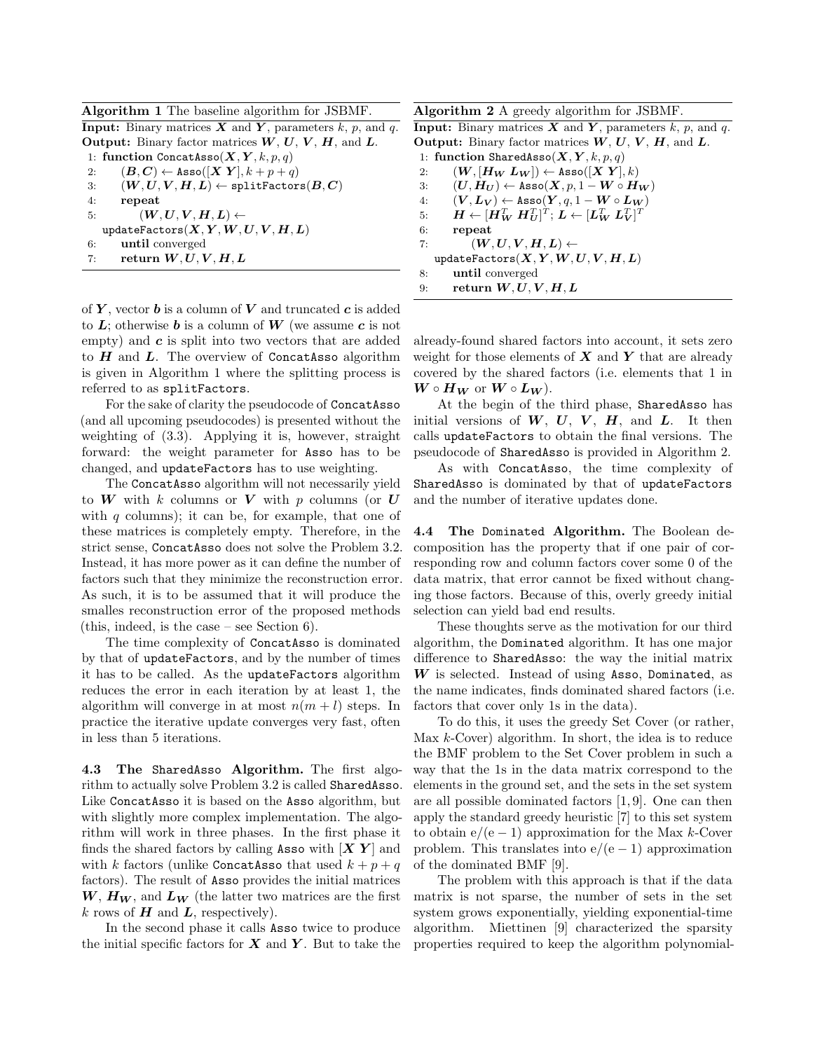**Algorithm 1** The baseline algorithm for JSBMF.

**Input:** Binary matrices $\boldsymbol{X}$ and $\boldsymbol{Y}$, parameters $k$, $p$, and $q$.
**Output:** Binary factor matrices $\boldsymbol{W}$, $\boldsymbol{U}$, $\boldsymbol{V}$, $\boldsymbol{H}$, and $\boldsymbol{L}$.

```
1: function ConcatAsso(X, Y, k, p, q)
2:     (B, C) ← Asso([X Y], k + p + q)
3:     (W, U, V, H, L) ← splitFactors(B, C)
4:     repeat
5:         (W, U, V, H, L) ← updateFactors(X, Y, W, U, V, H, L)
6:     until converged
7:     return W, U, V, H, L
```

**Algorithm 2** A greedy algorithm for JSBMF.

**Input:** Binary matrices $\boldsymbol{X}$ and $\boldsymbol{Y}$, parameters $k$, $p$, and $q$.
**Output:** Binary factor matrices $\boldsymbol{W}$, $\boldsymbol{U}$, $\boldsymbol{V}$, $\boldsymbol{H}$, and $\boldsymbol{L}$.

```
1: function SharedAsso(X, Y, k, p, q)
2:     (W, [H_W L_W]) ← Asso([X Y], k)
3:     (U, H_U) ← Asso(X, p, 1 − W ∘ H_W)
4:     (V, L_V) ← Asso(Y, q, 1 − W ∘ L_W)
5:     H ← [H_W^T H_U^T]^T; L ← [L_W^T L_V^T]^T
6:     repeat
7:         (W, U, V, H, L) ← updateFactors(X, Y, W, U, V, H, L)
8:     until converged
9:     return W, U, V, H, L
```

of $\boldsymbol{Y}$, vector $\boldsymbol{b}$ is a column of $\boldsymbol{V}$ and truncated $\boldsymbol{c}$ is added to $\boldsymbol{L}$; otherwise $\boldsymbol{b}$ is a column of $\boldsymbol{W}$ (we assume $\boldsymbol{c}$ is not empty) and $\boldsymbol{c}$ is split into two vectors that are added to $\boldsymbol{H}$ and $\boldsymbol{L}$. The overview of `ConcatAsso` algorithm is given in Algorithm 1 where the splitting process is referred to as `splitFactors`.

For the sake of clarity the pseudocode of `ConcatAsso` (and all upcoming pseudocodes) is presented without the weighting of (3.3). Applying it is, however, straight forward: the weight parameter for `Asso` has to be changed, and `updateFactors` has to use weighting.

The `ConcatAsso` algorithm will not necessarily yield to $\boldsymbol{W}$ with $k$ columns or $\boldsymbol{V}$ with $p$ columns (or $\boldsymbol{U}$ with $q$ columns); it can be, for example, that one of these matrices is completely empty. Therefore, in the strict sense, `ConcatAsso` does not solve the Problem 3.2. Instead, it has more power as it can define the number of factors such that they minimize the reconstruction error. As such, it is to be assumed that it will produce the smalles reconstruction error of the proposed methods (this, indeed, is the case – see Section 6).

The time complexity of `ConcatAsso` is dominated by that of `updateFactors`, and by the number of times it has to be called. As the `updateFactors` algorithm reduces the error in each iteration by at least 1, the algorithm will converge in at most $n(m + l)$ steps. In practice the iterative update converges very fast, often in less than 5 iterations.

**4.3 The `SharedAsso` Algorithm.** The first algorithm to actually solve Problem 3.2 is called `SharedAsso`. Like `ConcatAsso` it is based on the `Asso` algorithm, but with slightly more complex implementation. The algorithm will work in three phases. In the first phase it finds the shared factors by calling `Asso` with $[\boldsymbol{X}\ \boldsymbol{Y}]$ and with $k$ factors (unlike `ConcatAsso` that used $k + p + q$ factors). The result of `Asso` provides the initial matrices $\boldsymbol{W}$, $\boldsymbol{H}_{\boldsymbol{W}}$, and $\boldsymbol{L}_{\boldsymbol{W}}$ (the latter two matrices are the first $k$ rows of $\boldsymbol{H}$ and $\boldsymbol{L}$, respectively).

In the second phase it calls `Asso` twice to produce the initial specific factors for $\boldsymbol{X}$ and $\boldsymbol{Y}$. But to take the already-found shared factors into account, it sets zero weight for those elements of $\boldsymbol{X}$ and $\boldsymbol{Y}$ that are already covered by the shared factors (i.e. elements that 1 in $\boldsymbol{W} \circ \boldsymbol{H}_{\boldsymbol{W}}$ or $\boldsymbol{W} \circ \boldsymbol{L}_{\boldsymbol{W}}$).

At the begin of the third phase, `SharedAsso` has initial versions of $\boldsymbol{W}$, $\boldsymbol{U}$, $\boldsymbol{V}$, $\boldsymbol{H}$, and $\boldsymbol{L}$. It then calls `updateFactors` to obtain the final versions. The pseudocode of `SharedAsso` is provided in Algorithm 2.

As with `ConcatAsso`, the time complexity of `SharedAsso` is dominated by that of `updateFactors` and the number of iterative updates done.

**4.4 The `Dominated` Algorithm.** The Boolean decomposition has the property that if one pair of corresponding row and column factors cover some 0 of the data matrix, that error cannot be fixed without changing those factors. Because of this, overly greedy initial selection can yield bad end results.

These thoughts serve as the motivation for our third algorithm, the `Dominated` algorithm. It has one major difference to `SharedAsso`: the way the initial matrix $\boldsymbol{W}$ is selected. Instead of using `Asso`, `Dominated`, as the name indicates, finds dominated shared factors (i.e. factors that cover only 1s in the data).

To do this, it uses the greedy Set Cover (or rather, Max $k$-Cover) algorithm. In short, the idea is to reduce the BMF problem to the Set Cover problem in such a way that the 1s in the data matrix correspond to the elements in the ground set, and the sets in the set system are all possible dominated factors [1, 9]. One can then apply the standard greedy heuristic [7] to this set system to obtain $\mathrm{e}/(\mathrm{e}-1)$ approximation for the Max $k$-Cover problem. This translates into $\mathrm{e}/(\mathrm{e}-1)$ approximation of the dominated BMF [9].

The problem with this approach is that if the data matrix is not sparse, the number of sets in the set system grows exponentially, yielding exponential-time algorithm. Miettinen [9] characterized the sparsity properties required to keep the algorithm polynomial-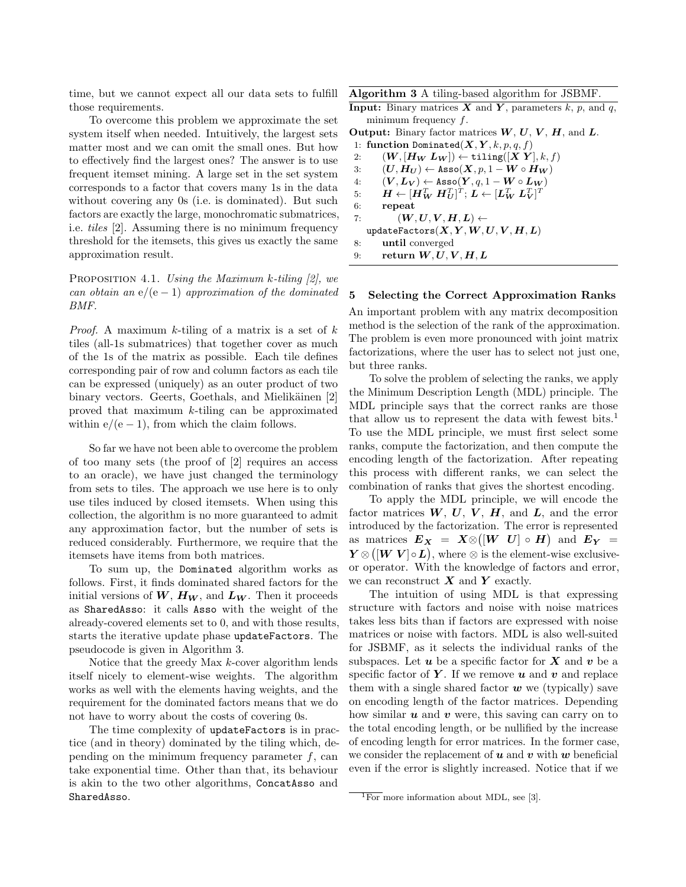time, but we cannot expect all our data sets to fulfill those requirements.

To overcome this problem we approximate the set system itself when needed. Intuitively, the largest sets matter most and we can omit the small ones. But how to effectively find the largest ones? The answer is to use frequent itemset mining. A large set in the set system corresponds to a factor that covers many 1s in the data without covering any 0s (i.e. is dominated). But such factors are exactly the large, monochromatic submatrices, i.e. *tiles* [2]. Assuming there is no minimum frequency threshold for the itemsets, this gives us exactly the same approximation result.

Proposition 4.1. *Using the Maximum k-tiling [2], we can obtain an* $\mathrm{e}/(\mathrm{e}-1)$ *approximation of the dominated BMF.*

*Proof.* A maximum $k$-tiling of a matrix is a set of $k$ tiles (all-1s submatrices) that together cover as much of the 1s of the matrix as possible. Each tile defines corresponding pair of row and column factors as each tile can be expressed (uniquely) as an outer product of two binary vectors. Geerts, Goethals, and Mielikäinen [2] proved that maximum $k$-tiling can be approximated within $\mathrm{e}/(\mathrm{e}-1)$, from which the claim follows.

So far we have not been able to overcome the problem of too many sets (the proof of [2] requires an access to an oracle), we have just changed the terminology from sets to tiles. The approach we use here is to only use tiles induced by closed itemsets. When using this collection, the algorithm is no more guaranteed to admit any approximation factor, but the number of sets is reduced considerably. Furthermore, we require that the itemsets have items from both matrices.

To sum up, the `Dominated` algorithm works as follows. First, it finds dominated shared factors for the initial versions of $\boldsymbol{W}$, $\boldsymbol{H_W}$, and $\boldsymbol{L_W}$. Then it proceeds as `SharedAsso`: it calls `Asso` with the weight of the already-covered elements set to 0, and with those results, starts the iterative update phase `updateFactors`. The pseudocode is given in Algorithm 3.

Notice that the greedy Max $k$-cover algorithm lends itself nicely to element-wise weights. The algorithm works as well with the elements having weights, and the requirement for the dominated factors means that we do not have to worry about the costs of covering 0s.

The time complexity of `updateFactors` is in practice (and in theory) dominated by the tiling which, depending on the minimum frequency parameter $f$, can take exponential time. Other than that, its behaviour is akin to the two other algorithms, `ConcatAsso` and `SharedAsso`.

**Algorithm 3** A tiling-based algorithm for JSBMF.

**Input:** Binary matrices $\boldsymbol{X}$ and $\boldsymbol{Y}$, parameters $k$, $p$, and $q$, minimum frequency $f$.

**Output:** Binary factor matrices $\boldsymbol{W}$, $\boldsymbol{U}$, $\boldsymbol{V}$, $\boldsymbol{H}$, and $\boldsymbol{L}$.

```
1: function Dominated(X, Y, k, p, q, f)
2:     (W, [H_W L_W]) ← tiling([X Y], k, f)
3:     (U, H_U) ← Asso(X, p, 1 − W ∘ H_W)
4:     (V, L_V) ← Asso(Y, q, 1 − W ∘ L_W)
5:     H ← [H_W^T H_U^T]^T; L ← [L_W^T L_V^T]^T
6:     repeat
7:         (W, U, V, H, L) ← updateFactors(X, Y, W, U, V, H, L)
8:     until converged
9:     return W, U, V, H, L
```

## 5 Selecting the Correct Approximation Ranks

An important problem with any matrix decomposition method is the selection of the rank of the approximation. The problem is even more pronounced with joint matrix factorizations, where the user has to select not just one, but three ranks.

To solve the problem of selecting the ranks, we apply the Minimum Description Length (MDL) principle. The MDL principle says that the correct ranks are those that allow us to represent the data with fewest bits.[1] To use the MDL principle, we must first select some ranks, compute the factorization, and then compute the encoding length of the factorization. After repeating this process with different ranks, we can select the combination of ranks that gives the shortest encoding.

To apply the MDL principle, we will encode the factor matrices $\boldsymbol{W}$, $\boldsymbol{U}$, $\boldsymbol{V}$, $\boldsymbol{H}$, and $\boldsymbol{L}$, and the error introduced by the factorization. The error is represented as matrices $\boldsymbol{E_X} = \boldsymbol{X} \otimes \big([\boldsymbol{W}\ \ \boldsymbol{U}] \circ \boldsymbol{H}\big)$ and $\boldsymbol{E_Y} = \boldsymbol{Y} \otimes \big([\boldsymbol{W}\ \boldsymbol{V}] \circ \boldsymbol{L}\big)$, where $\otimes$ is the element-wise exclusive-or operator. With the knowledge of factors and error, we can reconstruct $\boldsymbol{X}$ and $\boldsymbol{Y}$ exactly.

The intuition of using MDL is that expressing structure with factors and noise with noise matrices takes less bits than if factors are expressed with noise matrices or noise with factors. MDL is also well-suited for JSBMF, as it selects the individual ranks of the subspaces. Let $\boldsymbol{u}$ be a specific factor for $\boldsymbol{X}$ and $\boldsymbol{v}$ be a specific factor of $\boldsymbol{Y}$. If we remove $\boldsymbol{u}$ and $\boldsymbol{v}$ and replace them with a single shared factor $\boldsymbol{w}$ we (typically) save on encoding length of the factor matrices. Depending how similar $\boldsymbol{u}$ and $\boldsymbol{v}$ were, this saving can carry on to the total encoding length, or be nullified by the increase of encoding length for error matrices. In the former case, we consider the replacement of $\boldsymbol{u}$ and $\boldsymbol{v}$ with $\boldsymbol{w}$ beneficial even if the error is slightly increased. Notice that if we

[1] For more information about MDL, see [3].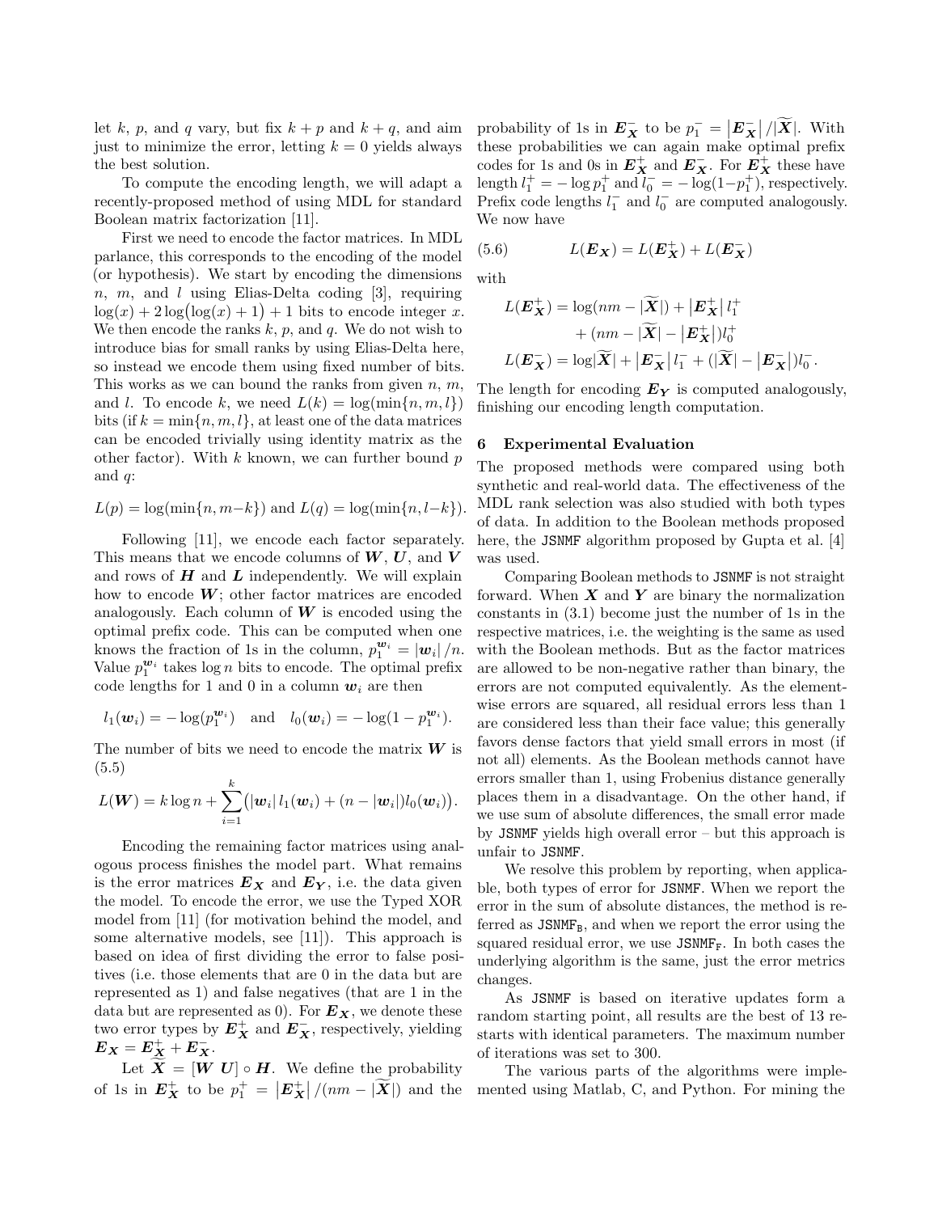let $k$, $p$, and $q$ vary, but fix $k+p$ and $k+q$, and aim just to minimize the error, letting $k=0$ yields always the best solution.

To compute the encoding length, we will adapt a recently-proposed method of using MDL for standard Boolean matrix factorization [11].

First we need to encode the factor matrices. In MDL parlance, this corresponds to the encoding of the model (or hypothesis). We start by encoding the dimensions $n$, $m$, and $l$ using Elias-Delta coding [3], requiring $\log(x) + 2\log\bigl(\log(x)+1\bigr) + 1$ bits to encode integer $x$. We then encode the ranks $k$, $p$, and $q$. We do not wish to introduce bias for small ranks by using Elias-Delta here, so instead we encode them using fixed number of bits. This works as we can bound the ranks from given $n$, $m$, and $l$. To encode $k$, we need $L(k) = \log(\min\{n,m,l\})$ bits (if $k = \min\{n,m,l\}$, at least one of the data matrices can be encoded trivially using identity matrix as the other factor). With $k$ known, we can further bound $p$ and $q$:

$$L(p) = \log(\min\{n, m-k\}) \text{ and } L(q) = \log(\min\{n, l-k\}).$$

Following [11], we encode each factor separately. This means that we encode columns of $\boldsymbol{W}$, $\boldsymbol{U}$, and $\boldsymbol{V}$ and rows of $\boldsymbol{H}$ and $\boldsymbol{L}$ independently. We will explain how to encode $\boldsymbol{W}$; other factor matrices are encoded analogously. Each column of $\boldsymbol{W}$ is encoded using the optimal prefix code. This can be computed when one knows the fraction of 1s in the column, $p_1^{\boldsymbol{w}_i} = |\boldsymbol{w}_i|/n$. Value $p_1^{\boldsymbol{w}_i}$ takes $\log n$ bits to encode. The optimal prefix code lengths for 1 and 0 in a column $\boldsymbol{w}_i$ are then

$$l_1(\boldsymbol{w}_i) = -\log(p_1^{\boldsymbol{w}_i}) \quad\text{and}\quad l_0(\boldsymbol{w}_i) = -\log(1-p_1^{\boldsymbol{w}_i}).$$

The number of bits we need to encode the matrix $\boldsymbol{W}$ is

$$L(\boldsymbol{W}) = k\log n + \sum_{i=1}^{k}\bigl(|\boldsymbol{w}_i|\, l_1(\boldsymbol{w}_i) + (n - |\boldsymbol{w}_i|) l_0(\boldsymbol{w}_i)\bigr). \tag{5.5}$$

Encoding the remaining factor matrices using analogous process finishes the model part. What remains is the error matrices $\boldsymbol{E_X}$ and $\boldsymbol{E_Y}$, i.e. the data given the model. To encode the error, we use the Typed XOR model from [11] (for motivation behind the model, and some alternative models, see [11]). This approach is based on idea of first dividing the error to false positives (i.e. those elements that are 0 in the data but are represented as 1) and false negatives (that are 1 in the data but are represented as 0). For $\boldsymbol{E_X}$, we denote these two error types by $\boldsymbol{E_X^+}$ and $\boldsymbol{E_X^-}$, respectively, yielding $\boldsymbol{E_X} = \boldsymbol{E_X^+} + \boldsymbol{E_X^-}$.

Let $\widetilde{\boldsymbol{X}} = [\boldsymbol{W}\ \boldsymbol{U}] \circ \boldsymbol{H}$. We define the probability of 1s in $\boldsymbol{E_X^+}$ to be $p_1^+ = |\boldsymbol{E_X^+}|/(nm - |\widetilde{\boldsymbol{X}}|)$ and the probability of 1s in $\boldsymbol{E_X^-}$ to be $p_1^- = |\boldsymbol{E_X^-}|/|\widetilde{\boldsymbol{X}}|$. With these probabilities we can again make optimal prefix codes for 1s and 0s in $\boldsymbol{E_X^+}$ and $\boldsymbol{E_X^-}$. For $\boldsymbol{E_X^+}$ these have length $l_1^+ = -\log p_1^+$ and $l_0^- = -\log(1-p_1^+)$, respectively. Prefix code lengths $l_1^-$ and $l_0^-$ are computed analogously. We now have

$$L(\boldsymbol{E_X}) = L(\boldsymbol{E_X^+}) + L(\boldsymbol{E_X^-}) \tag{5.6}$$

with

$$\begin{aligned} L(\boldsymbol{E_X^+}) &= \log(nm - |\widetilde{\boldsymbol{X}}|) + |\boldsymbol{E_X^+}|\, l_1^+ \\ &\quad + (nm - |\widetilde{\boldsymbol{X}}| - |\boldsymbol{E_X^+}|) l_0^+ \\ L(\boldsymbol{E_X^-}) &= \log|\widetilde{\boldsymbol{X}}| + |\boldsymbol{E_X^-}|\, l_1^- + (|\widetilde{\boldsymbol{X}}| - |\boldsymbol{E_X^-}|) l_0^- . \end{aligned}$$

The length for encoding $\boldsymbol{E_Y}$ is computed analogously, finishing our encoding length computation.

## 6 Experimental Evaluation

The proposed methods were compared using both synthetic and real-world data. The effectiveness of the MDL rank selection was also studied with both types of data. In addition to the Boolean methods proposed here, the JSNMF algorithm proposed by Gupta et al. [4] was used.

Comparing Boolean methods to JSNMF is not straight forward. When $\boldsymbol{X}$ and $\boldsymbol{Y}$ are binary the normalization constants in (3.1) become just the number of 1s in the respective matrices, i.e. the weighting is the same as used with the Boolean methods. But as the factor matrices are allowed to be non-negative rather than binary, the errors are not computed equivalently. As the element-wise errors are squared, all residual errors less than 1 are considered less than their face value; this generally favors dense factors that yield small errors in most (if not all) elements. As the Boolean methods cannot have errors smaller than 1, using Frobenius distance generally places them in a disadvantage. On the other hand, if we use sum of absolute differences, the small error made by JSNMF yields high overall error – but this approach is unfair to JSNMF.

We resolve this problem by reporting, when applicable, both types of error for JSNMF. When we report the error in the sum of absolute distances, the method is referred as $\mathtt{JSNMF_B}$, and when we report the error using the squared residual error, we use $\mathtt{JSNMF_F}$. In both cases the underlying algorithm is the same, just the error metrics changes.

As JSNMF is based on iterative updates form a random starting point, all results are the best of 13 restarts with identical parameters. The maximum number of iterations was set to 300.

The various parts of the algorithms were implemented using Matlab, C, and Python. For mining the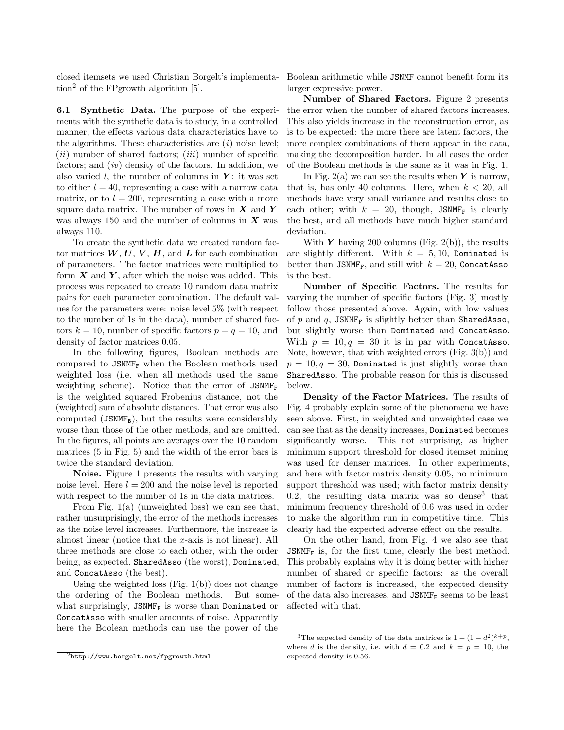closed itemsets we used Christian Borgelt's implementation[2] of the FPgrowth algorithm [5].

**6.1 Synthetic Data.** The purpose of the experiments with the synthetic data is to study, in a controlled manner, the effects various data characteristics have to the algorithms. These characteristics are $(i)$ noise level; $(ii)$ number of shared factors; $(iii)$ number of specific factors; and $(iv)$ density of the factors. In addition, we also varied $l$, the number of columns in $\boldsymbol{Y}$: it was set to either $l = 40$, representing a case with a narrow data matrix, or to $l = 200$, representing a case with a more square data matrix. The number of rows in $\boldsymbol{X}$ and $\boldsymbol{Y}$ was always 150 and the number of columns in $\boldsymbol{X}$ was always 110.

To create the synthetic data we created random factor matrices $\boldsymbol{W}$, $\boldsymbol{U}$, $\boldsymbol{V}$, $\boldsymbol{H}$, and $\boldsymbol{L}$ for each combination of parameters. The factor matrices were multiplied to form $\boldsymbol{X}$ and $\boldsymbol{Y}$, after which the noise was added. This process was repeated to create 10 random data matrix pairs for each parameter combination. The default values for the parameters were: noise level 5% (with respect to the number of 1s in the data), number of shared factors $k = 10$, number of specific factors $p = q = 10$, and density of factor matrices 0.05.

In the following figures, Boolean methods are compared to $\texttt{JSNMF}_\texttt{F}$ when the Boolean methods used weighted loss (i.e. when all methods used the same weighting scheme). Notice that the error of $\texttt{JSNMF}_\texttt{F}$ is the weighted squared Frobenius distance, not the (weighted) sum of absolute distances. That error was also computed ($\texttt{JSNMF}_\texttt{B}$), but the results were considerably worse than those of the other methods, and are omitted. In the figures, all points are averages over the 10 random matrices (5 in Fig. 5) and the width of the error bars is twice the standard deviation.

**Noise.** Figure 1 presents the results with varying noise level. Here $l = 200$ and the noise level is reported with respect to the number of 1s in the data matrices.

From Fig. 1(a) (unweighted loss) we can see that, rather unsurprisingly, the error of the methods increases as the noise level increases. Furthermore, the increase is almost linear (notice that the $x$-axis is not linear). All three methods are close to each other, with the order being, as expected, `SharedAsso` (the worst), `Dominated`, and `ConcatAsso` (the best).

Using the weighted loss (Fig. 1(b)) does not change the ordering of the Boolean methods. But somewhat surprisingly, $\texttt{JSNMF}_\texttt{F}$ is worse than `Dominated` or `ConcatAsso` with smaller amounts of noise. Apparently here the Boolean methods can use the power of the Boolean arithmetic while `JSNMF` cannot benefit form its larger expressive power.

**Number of Shared Factors.** Figure 2 presents the error when the number of shared factors increases. This also yields increase in the reconstruction error, as is to be expected: the more there are latent factors, the more complex combinations of them appear in the data, making the decomposition harder. In all cases the order of the Boolean methods is the same as it was in Fig. 1.

In Fig. 2(a) we can see the results when $\boldsymbol{Y}$ is narrow, that is, has only 40 columns. Here, when $k < 20$, all methods have very small variance and results close to each other; with $k = 20$, though, $\texttt{JSNMF}_\texttt{F}$ is clearly the best, and all methods have much higher standard deviation.

With $\boldsymbol{Y}$ having 200 columns (Fig. 2(b)), the results are slightly different. With $k = 5, 10$, `Dominated` is better than $\texttt{JSNMF}_\texttt{F}$, and still with $k = 20$, `ConcatAsso` is the best.

**Number of Specific Factors.** The results for varying the number of specific factors (Fig. 3) mostly follow those presented above. Again, with low values of $p$ and $q$, $\texttt{JSNMF}_\texttt{F}$ is slightly better than `SharedAsso`, but slightly worse than `Dominated` and `ConcatAsso`. With $p = 10, q = 30$ it is in par with `ConcatAsso`. Note, however, that with weighted errors (Fig. 3(b)) and $p = 10, q = 30$, `Dominated` is just slightly worse than `SharedAsso`. The probable reason for this is discussed below.

**Density of the Factor Matrices.** The results of Fig. 4 probably explain some of the phenomena we have seen above. First, in weighted and unweighted case we can see that as the density increases, `Dominated` becomes significantly worse. This not surprising, as higher minimum support threshold for closed itemset mining was used for denser matrices. In other experiments, and here with factor matrix density 0.05, no minimum support threshold was used; with factor matrix density 0.2, the resulting data matrix was so dense[3] that minimum frequency threshold of 0.6 was used in order to make the algorithm run in competitive time. This clearly had the expected adverse effect on the results.

On the other hand, from Fig. 4 we also see that $\texttt{JSNMF}_\texttt{F}$ is, for the first time, clearly the best method. This probably explains why it is doing better with higher number of shared or specific factors: as the overall number of factors is increased, the expected density of the data also increases, and $\texttt{JSNMF}_\texttt{F}$ seems to be least affected with that.

---

[2] http://www.borgelt.net/fpgrowth.html

[3] The expected density of the data matrices is $1 - (1 - d^2)^{k+p}$, where $d$ is the density, i.e. with $d = 0.2$ and $k = p = 10$, the expected density is 0.56.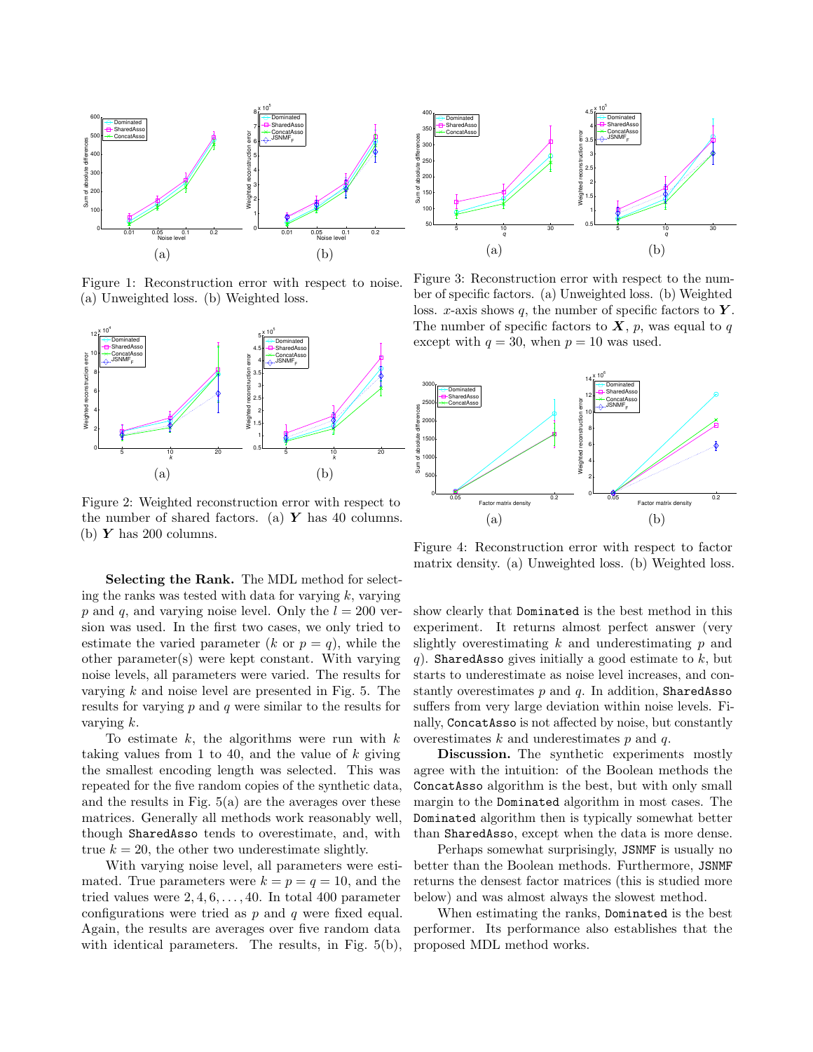Figure 1: Reconstruction error with respect to noise. (a) Unweighted loss. (b) Weighted loss.

Figure 2: Weighted reconstruction error with respect to the number of shared factors. (a) $\boldsymbol{Y}$ has 40 columns. (b) $\boldsymbol{Y}$ has 200 columns.

**Selecting the Rank.** The MDL method for selecting the ranks was tested with data for varying $k$, varying $p$ and $q$, and varying noise level. Only the $l = 200$ version was used. In the first two cases, we only tried to estimate the varied parameter ($k$ or $p = q$), while the other parameter(s) were kept constant. With varying noise levels, all parameters were varied. The results for varying $k$ and noise level are presented in Fig. 5. The results for varying $p$ and $q$ were similar to the results for varying $k$.

To estimate $k$, the algorithms were run with $k$ taking values from 1 to 40, and the value of $k$ giving the smallest encoding length was selected. This was repeated for the five random copies of the synthetic data, and the results in Fig. 5(a) are the averages over these matrices. Generally all methods work reasonably well, though `SharedAsso` tends to overestimate, and, with true $k = 20$, the other two underestimate slightly.

With varying noise level, all parameters were estimated. True parameters were $k = p = q = 10$, and the tried values were $2, 4, 6, \ldots, 40$. In total 400 parameter configurations were tried as $p$ and $q$ were fixed equal. Again, the results are averages over five random data with identical parameters. The results, in Fig. 5(b), show clearly that `Dominated` is the best method in this experiment. It returns almost perfect answer (very slightly overestimating $k$ and underestimating $p$ and $q$). `SharedAsso` gives initially a good estimate to $k$, but starts to underestimate as noise level increases, and constantly overestimates $p$ and $q$. In addition, `SharedAsso` suffers from very large deviation within noise levels. Finally, `ConcatAsso` is not affected by noise, but constantly overestimates $k$ and underestimates $p$ and $q$.

Figure 3: Reconstruction error with respect to the number of specific factors. (a) Unweighted loss. (b) Weighted loss. $x$-axis shows $q$, the number of specific factors to $\boldsymbol{Y}$. The number of specific factors to $\boldsymbol{X}$, $p$, was equal to $q$ except with $q = 30$, when $p = 10$ was used.

Figure 4: Reconstruction error with respect to factor matrix density. (a) Unweighted loss. (b) Weighted loss.

**Discussion.** The synthetic experiments mostly agree with the intuition: of the Boolean methods the `ConcatAsso` algorithm is the best, but with only small margin to the `Dominated` algorithm in most cases. The `Dominated` algorithm then is typically somewhat better than `SharedAsso`, except when the data is more dense.

Perhaps somewhat surprisingly, `JSNMF` is usually no better than the Boolean methods. Furthermore, `JSNMF` returns the densest factor matrices (this is studied more below) and was almost always the slowest method.

When estimating the ranks, `Dominated` is the best performer. Its performance also establishes that the proposed MDL method works.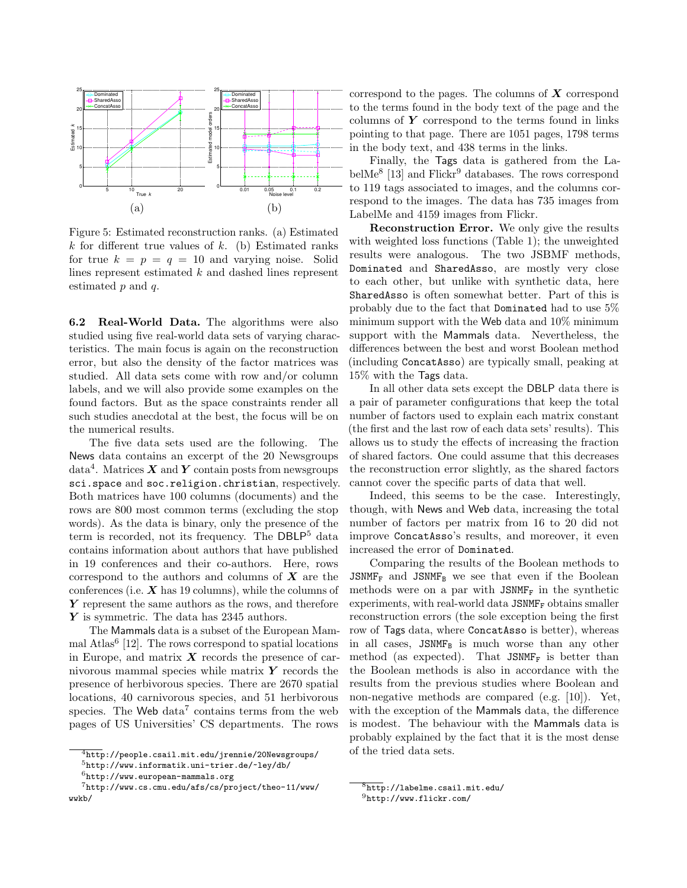Figure 5: Estimated reconstruction ranks. (a) Estimated $k$ for different true values of $k$. (b) Estimated ranks for true $k = p = q = 10$ and varying noise. Solid lines represent estimated $k$ and dashed lines represent estimated $p$ and $q$.

**6.2 Real-World Data.** The algorithms were also studied using five real-world data sets of varying characteristics. The main focus is again on the reconstruction error, but also the density of the factor matrices was studied. All data sets come with row and/or column labels, and we will also provide some examples on the found factors. But as the space constraints render all such studies anecdotal at the best, the focus will be on the numerical results.

The five data sets used are the following. The News data contains an excerpt of the 20 Newsgroups data[4]. Matrices $\boldsymbol{X}$ and $\boldsymbol{Y}$ contain posts from newsgroups `sci.space` and `soc.religion.christian`, respectively. Both matrices have 100 columns (documents) and the rows are 800 most common terms (excluding the stop words). As the data is binary, only the presence of the term is recorded, not its frequency. The DBLP[5] data contains information about authors that have published in 19 conferences and their co-authors. Here, rows correspond to the authors and columns of $\boldsymbol{X}$ are the conferences (i.e. $\boldsymbol{X}$ has 19 columns), while the columns of $\boldsymbol{Y}$ represent the same authors as the rows, and therefore $\boldsymbol{Y}$ is symmetric. The data has 2345 authors.

The Mammals data is a subset of the European Mammal Atlas[6] [12]. The rows correspond to spatial locations in Europe, and matrix $\boldsymbol{X}$ records the presence of carnivorous mammal species while matrix $\boldsymbol{Y}$ records the presence of herbivorous species. There are 2670 spatial locations, 40 carnivorous species, and 51 herbivorous species. The Web data[7] contains terms from the web pages of US Universities' CS departments. The rows correspond to the pages. The columns of $\boldsymbol{X}$ correspond to the terms found in the body text of the page and the columns of $\boldsymbol{Y}$ correspond to the terms found in links pointing to that page. There are 1051 pages, 1798 terms in the body text, and 438 terms in the links.

Finally, the Tags data is gathered from the LabelMe[8] [13] and Flickr[9] databases. The rows correspond to 119 tags associated to images, and the columns correspond to the images. The data has 735 images from LabelMe and 4159 images from Flickr.

**Reconstruction Error.** We only give the results with weighted loss functions (Table 1); the unweighted results were analogous. The two JSBMF methods, `Dominated` and `SharedAsso`, are mostly very close to each other, but unlike with synthetic data, here `SharedAsso` is often somewhat better. Part of this is probably due to the fact that `Dominated` had to use 5% minimum support with the Web data and 10% minimum support with the Mammals data. Nevertheless, the differences between the best and worst Boolean method (including `ConcatAsso`) are typically small, peaking at 15% with the Tags data.

In all other data sets except the DBLP data there is a pair of parameter configurations that keep the total number of factors used to explain each matrix constant (the first and the last row of each data sets' results). This allows us to study the effects of increasing the fraction of shared factors. One could assume that this decreases the reconstruction error slightly, as the shared factors cannot cover the specific parts of data that well.

Indeed, this seems to be the case. Interestingly, though, with News and Web data, increasing the total number of factors per matrix from 16 to 20 did not improve `ConcatAsso`'s results, and moreover, it even increased the error of `Dominated`.

Comparing the results of the Boolean methods to $\mathtt{JSNMF}_\mathtt{F}$ and $\mathtt{JSNMF}_\mathtt{B}$ we see that even if the Boolean methods were on a par with $\mathtt{JSNMF}_\mathtt{F}$ in the synthetic experiments, with real-world data $\mathtt{JSNMF}_\mathtt{F}$ obtains smaller reconstruction errors (the sole exception being the first row of Tags data, where `ConcatAsso` is better), whereas in all cases, $\mathtt{JSNMF}_\mathtt{B}$ is much worse than any other method (as expected). That $\mathtt{JSNMF}_\mathtt{F}$ is better than the Boolean methods is also in accordance with the results from the previous studies where Boolean and non-negative methods are compared (e.g. [10]). Yet, with the exception of the Mammals data, the difference is modest. The behaviour with the Mammals data is probably explained by the fact that it is the most dense of the tried data sets.

[4] http://people.csail.mit.edu/jrennie/20Newsgroups/

[5] http://www.informatik.uni-trier.de/~ley/db/

[6] http://www.european-mammals.org

[7] http://www.cs.cmu.edu/afs/cs/project/theo-11/www/wwkb/

[8] http://labelme.csail.mit.edu/

[9] http://www.flickr.com/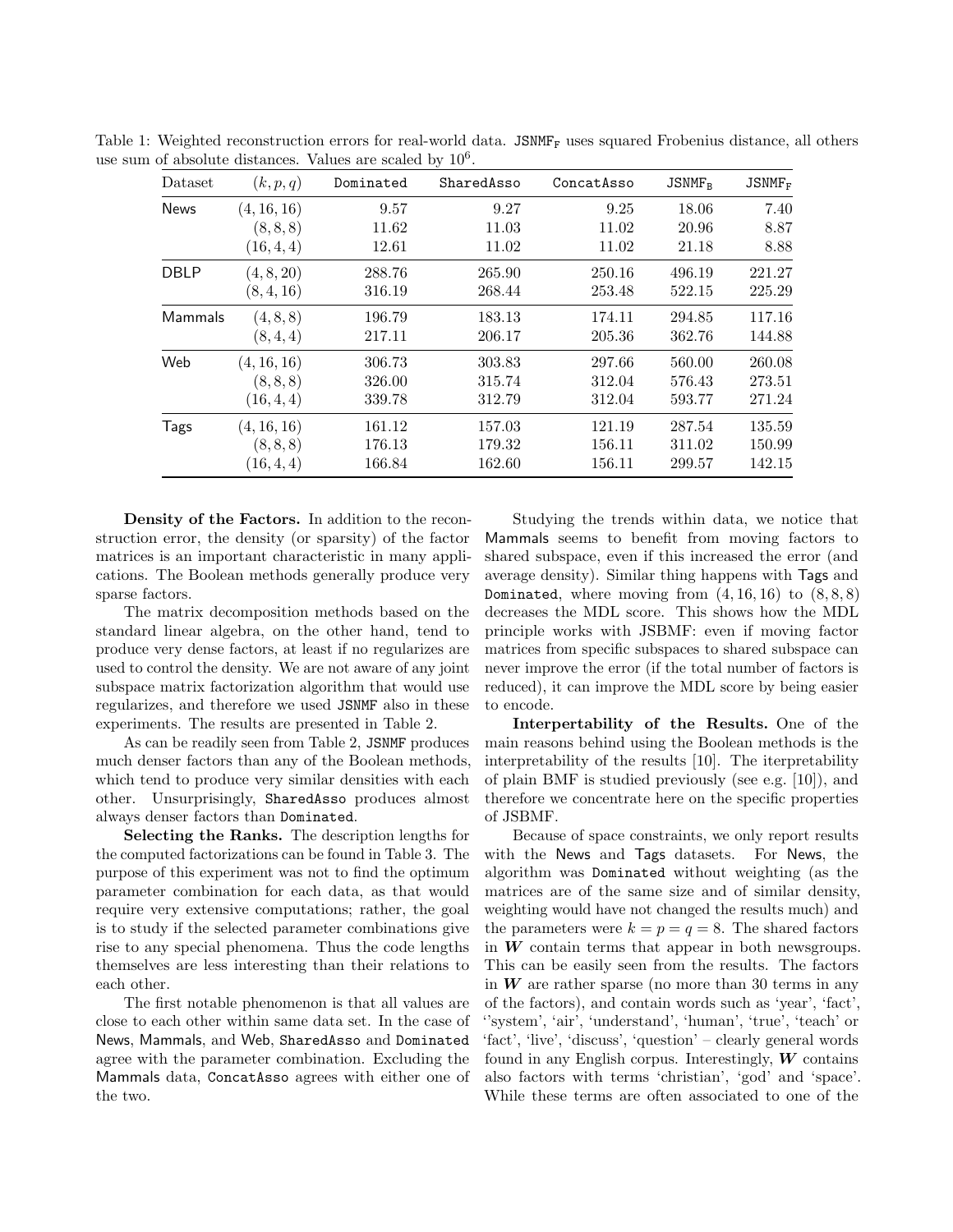Table 1: Weighted reconstruction errors for real-world data. $\texttt{JSNMF}_\texttt{F}$ uses squared Frobenius distance, all others use sum of absolute distances. Values are scaled by $10^6$.

| Dataset | $(k, p, q)$ | Dominated | SharedAsso | ConcatAsso | $\texttt{JSNMF}_\texttt{B}$ | $\texttt{JSNMF}_\texttt{F}$ |
|---|---|---|---|---|---|---|
| News | $(4, 16, 16)$ | 9.57 | 9.27 | 9.25 | 18.06 | 7.40 |
| | $(8, 8, 8)$ | 11.62 | 11.03 | 11.02 | 20.96 | 8.87 |
| | $(16, 4, 4)$ | 12.61 | 11.02 | 11.02 | 21.18 | 8.88 |
| DBLP | $(4, 8, 20)$ | 288.76 | 265.90 | 250.16 | 496.19 | 221.27 |
| | $(8, 4, 16)$ | 316.19 | 268.44 | 253.48 | 522.15 | 225.29 |
| Mammals | $(4, 8, 8)$ | 196.79 | 183.13 | 174.11 | 294.85 | 117.16 |
| | $(8, 4, 4)$ | 217.11 | 206.17 | 205.36 | 362.76 | 144.88 |
| Web | $(4, 16, 16)$ | 306.73 | 303.83 | 297.66 | 560.00 | 260.08 |
| | $(8, 8, 8)$ | 326.00 | 315.74 | 312.04 | 576.43 | 273.51 |
| | $(16, 4, 4)$ | 339.78 | 312.79 | 312.04 | 593.77 | 271.24 |
| Tags | $(4, 16, 16)$ | 161.12 | 157.03 | 121.19 | 287.54 | 135.59 |
| | $(8, 8, 8)$ | 176.13 | 179.32 | 156.11 | 311.02 | 150.99 |
| | $(16, 4, 4)$ | 166.84 | 162.60 | 156.11 | 299.57 | 142.15 |

**Density of the Factors.** In addition to the reconstruction error, the density (or sparsity) of the factor matrices is an important characteristic in many applications. The Boolean methods generally produce very sparse factors.

The matrix decomposition methods based on the standard linear algebra, on the other hand, tend to produce very dense factors, at least if no regularizes are used to control the density. We are not aware of any joint subspace matrix factorization algorithm that would use regularizes, and therefore we used JSNMF also in these experiments. The results are presented in Table 2.

As can be readily seen from Table 2, JSNMF produces much denser factors than any of the Boolean methods, which tend to produce very similar densities with each other. Unsurprisingly, SharedAsso produces almost always denser factors than Dominated.

**Selecting the Ranks.** The description lengths for the computed factorizations can be found in Table 3. The purpose of this experiment was not to find the optimum parameter combination for each data, as that would require very extensive computations; rather, the goal is to study if the selected parameter combinations give rise to any special phenomena. Thus the code lengths themselves are less interesting than their relations to each other.

The first notable phenomenon is that all values are close to each other within same data set. In the case of News, Mammals, and Web, SharedAsso and Dominated agree with the parameter combination. Excluding the Mammals data, ConcatAsso agrees with either one of the two.

Studying the trends within data, we notice that Mammals seems to benefit from moving factors to shared subspace, even if this increased the error (and average density). Similar thing happens with Tags and Dominated, where moving from $(4, 16, 16)$ to $(8, 8, 8)$ decreases the MDL score. This shows how the MDL principle works with JSBMF: even if moving factor matrices from specific subspaces to shared subspace can never improve the error (if the total number of factors is reduced), it can improve the MDL score by being easier to encode.

**Interpertability of the Results.** One of the main reasons behind using the Boolean methods is the interpretability of the results [10]. The iterpretability of plain BMF is studied previously (see e.g. [10]), and therefore we concentrate here on the specific properties of JSBMF.

Because of space constraints, we only report results with the News and Tags datasets. For News, the algorithm was Dominated without weighting (as the matrices are of the same size and of similar density, weighting would have not changed the results much) and the parameters were $k = p = q = 8$. The shared factors in $\boldsymbol{W}$ contain terms that appear in both newsgroups. This can be easily seen from the results. The factors in $\boldsymbol{W}$ are rather sparse (no more than 30 terms in any of the factors), and contain words such as 'year', 'fact', ''system', 'air', 'understand', 'human', 'true', 'teach' or 'fact', 'live', 'discuss', 'question' – clearly general words found in any English corpus. Interestingly, $\boldsymbol{W}$ contains also factors with terms 'christian', 'god' and 'space'. While these terms are often associated to one of the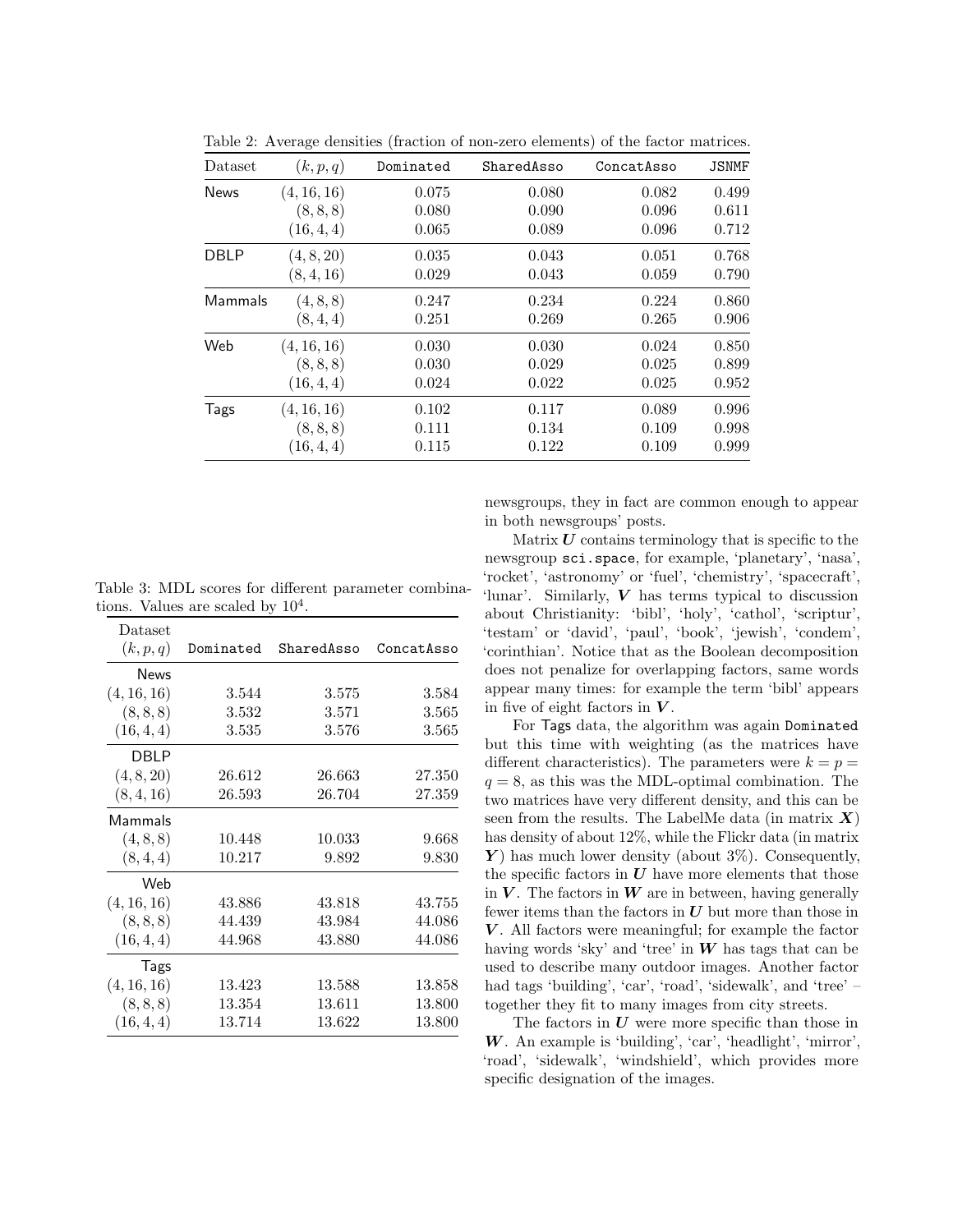Table 2: Average densities (fraction of non-zero elements) of the factor matrices.

| Dataset | $(k, p, q)$ | Dominated | SharedAsso | ConcatAsso | JSNMF |
|---|---|---|---|---|---|
| News | $(4, 16, 16)$ | 0.075 | 0.080 | 0.082 | 0.499 |
| | $(8, 8, 8)$ | 0.080 | 0.090 | 0.096 | 0.611 |
| | $(16, 4, 4)$ | 0.065 | 0.089 | 0.096 | 0.712 |
| DBLP | $(4, 8, 20)$ | 0.035 | 0.043 | 0.051 | 0.768 |
| | $(8, 4, 16)$ | 0.029 | 0.043 | 0.059 | 0.790 |
| Mammals | $(4, 8, 8)$ | 0.247 | 0.234 | 0.224 | 0.860 |
| | $(8, 4, 4)$ | 0.251 | 0.269 | 0.265 | 0.906 |
| Web | $(4, 16, 16)$ | 0.030 | 0.030 | 0.024 | 0.850 |
| | $(8, 8, 8)$ | 0.030 | 0.029 | 0.025 | 0.899 |
| | $(16, 4, 4)$ | 0.024 | 0.022 | 0.025 | 0.952 |
| Tags | $(4, 16, 16)$ | 0.102 | 0.117 | 0.089 | 0.996 |
| | $(8, 8, 8)$ | 0.111 | 0.134 | 0.109 | 0.998 |
| | $(16, 4, 4)$ | 0.115 | 0.122 | 0.109 | 0.999 |

Table 3: MDL scores for different parameter combinations. Values are scaled by $10^4$.

| Dataset $(k, p, q)$ | Dominated | SharedAsso | ConcatAsso |
|---|---|---|---|
| News | | | |
| $(4, 16, 16)$ | 3.544 | 3.575 | 3.584 |
| $(8, 8, 8)$ | 3.532 | 3.571 | 3.565 |
| $(16, 4, 4)$ | 3.535 | 3.576 | 3.565 |
| DBLP | | | |
| $(4, 8, 20)$ | 26.612 | 26.663 | 27.350 |
| $(8, 4, 16)$ | 26.593 | 26.704 | 27.359 |
| Mammals | | | |
| $(4, 8, 8)$ | 10.448 | 10.033 | 9.668 |
| $(8, 4, 4)$ | 10.217 | 9.892 | 9.830 |
| Web | | | |
| $(4, 16, 16)$ | 43.886 | 43.818 | 43.755 |
| $(8, 8, 8)$ | 44.439 | 43.984 | 44.086 |
| $(16, 4, 4)$ | 44.968 | 43.880 | 44.086 |
| Tags | | | |
| $(4, 16, 16)$ | 13.423 | 13.588 | 13.858 |
| $(8, 8, 8)$ | 13.354 | 13.611 | 13.800 |
| $(16, 4, 4)$ | 13.714 | 13.622 | 13.800 |

newsgroups, they in fact are common enough to appear in both newsgroups' posts.

Matrix $\boldsymbol{U}$ contains terminology that is specific to the newsgroup `sci.space`, for example, 'planetary', 'nasa', 'rocket', 'astronomy' or 'fuel', 'chemistry', 'spacecraft', 'lunar'. Similarly, $\boldsymbol{V}$ has terms typical to discussion about Christianity: 'bibl', 'holy', 'cathol', 'scriptur', 'testam' or 'david', 'paul', 'book', 'jewish', 'condem', 'corinthian'. Notice that as the Boolean decomposition does not penalize for overlapping factors, same words appear many times: for example the term 'bibl' appears in five of eight factors in $\boldsymbol{V}$.

For Tags data, the algorithm was again Dominated but this time with weighting (as the matrices have different characteristics). The parameters were $k = p = q = 8$, as this was the MDL-optimal combination. The two matrices have very different density, and this can be seen from the results. The LabelMe data (in matrix $\boldsymbol{X}$) has density of about 12%, while the Flickr data (in matrix $\boldsymbol{Y}$) has much lower density (about 3%). Consequently, the specific factors in $\boldsymbol{U}$ have more elements that those in $\boldsymbol{V}$. The factors in $\boldsymbol{W}$ are in between, having generally fewer items than the factors in $\boldsymbol{U}$ but more than those in $\boldsymbol{V}$. All factors were meaningful; for example the factor having words 'sky' and 'tree' in $\boldsymbol{W}$ has tags that can be used to describe many outdoor images. Another factor had tags 'building', 'car', 'road', 'sidewalk', and 'tree' – together they fit to many images from city streets.

The factors in $\boldsymbol{U}$ were more specific than those in $\boldsymbol{W}$. An example is 'building', 'car', 'headlight', 'mirror', 'road', 'sidewalk', 'windshield', which provides more specific designation of the images.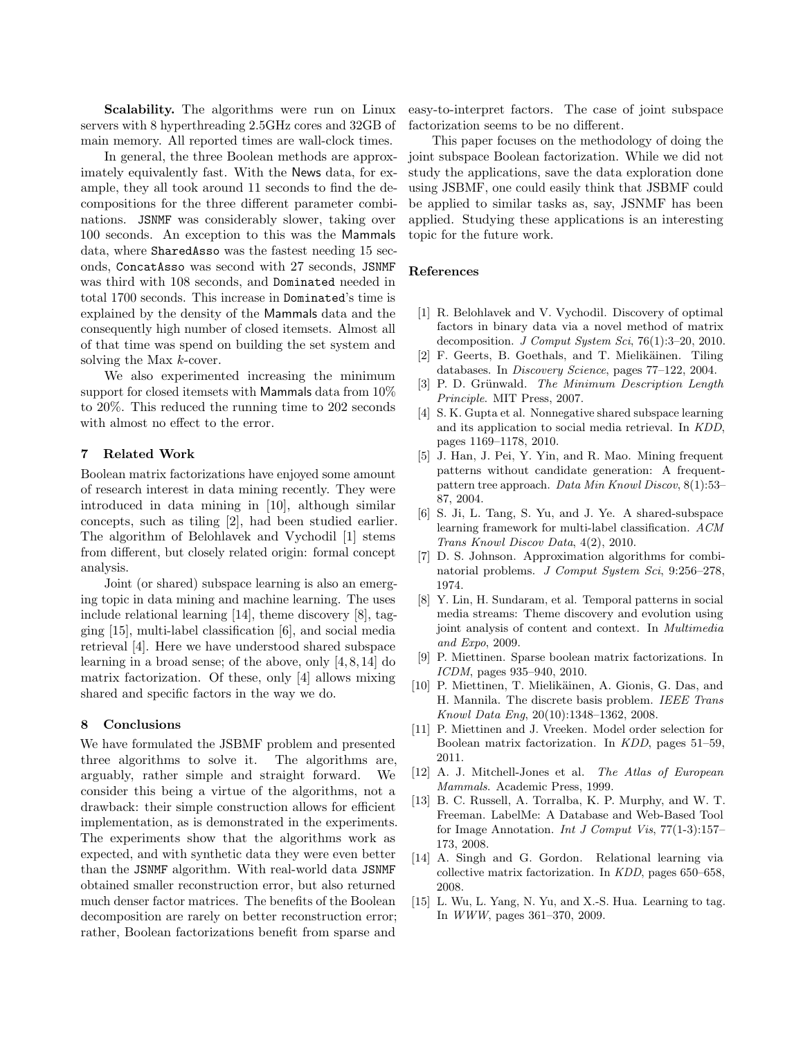**Scalability.** The algorithms were run on Linux servers with 8 hyperthreading 2.5GHz cores and 32GB of main memory. All reported times are wall-clock times.

In general, the three Boolean methods are approximately equivalently fast. With the News data, for example, they all took around 11 seconds to find the decompositions for the three different parameter combinations. JSNMF was considerably slower, taking over 100 seconds. An exception to this was the Mammals data, where SharedAsso was the fastest needing 15 seconds, ConcatAsso was second with 27 seconds, JSNMF was third with 108 seconds, and Dominated needed in total 1700 seconds. This increase in Dominated's time is explained by the density of the Mammals data and the consequently high number of closed itemsets. Almost all of that time was spend on building the set system and solving the Max $k$-cover.

We also experimented increasing the minimum support for closed itemsets with Mammals data from 10% to 20%. This reduced the running time to 202 seconds with almost no effect to the error.

## 7 Related Work

Boolean matrix factorizations have enjoyed some amount of research interest in data mining recently. They were introduced in data mining in [10], although similar concepts, such as tiling [2], had been studied earlier. The algorithm of Belohlavek and Vychodil [1] stems from different, but closely related origin: formal concept analysis.

Joint (or shared) subspace learning is also an emerging topic in data mining and machine learning. The uses include relational learning [14], theme discovery [8], tagging [15], multi-label classification [6], and social media retrieval [4]. Here we have understood shared subspace learning in a broad sense; of the above, only [4, 8, 14] do matrix factorization. Of these, only [4] allows mixing shared and specific factors in the way we do.

## 8 Conclusions

We have formulated the JSBMF problem and presented three algorithms to solve it. The algorithms are, arguably, rather simple and straight forward. We consider this being a virtue of the algorithms, not a drawback: their simple construction allows for efficient implementation, as is demonstrated in the experiments. The experiments show that the algorithms work as expected, and with synthetic data they were even better than the JSNMF algorithm. With real-world data JSNMF obtained smaller reconstruction error, but also returned much denser factor matrices. The benefits of the Boolean decomposition are rarely on better reconstruction error; rather, Boolean factorizations benefit from sparse and easy-to-interpret factors. The case of joint subspace factorization seems to be no different.

This paper focuses on the methodology of doing the joint subspace Boolean factorization. While we did not study the applications, save the data exploration done using JSBMF, one could easily think that JSBMF could be applied to similar tasks as, say, JSNMF has been applied. Studying these applications is an interesting topic for the future work.

## References

[1] R. Belohlavek and V. Vychodil. Discovery of optimal factors in binary data via a novel method of matrix decomposition. *J Comput System Sci*, 76(1):3–20, 2010.

[2] F. Geerts, B. Goethals, and T. Mielikäinen. Tiling databases. In *Discovery Science*, pages 77–122, 2004.

[3] P. D. Grünwald. *The Minimum Description Length Principle*. MIT Press, 2007.

[4] S. K. Gupta et al. Nonnegative shared subspace learning and its application to social media retrieval. In *KDD*, pages 1169–1178, 2010.

[5] J. Han, J. Pei, Y. Yin, and R. Mao. Mining frequent patterns without candidate generation: A frequent-pattern tree approach. *Data Min Knowl Discov*, 8(1):53–87, 2004.

[6] S. Ji, L. Tang, S. Yu, and J. Ye. A shared-subspace learning framework for multi-label classification. *ACM Trans Knowl Discov Data*, 4(2), 2010.

[7] D. S. Johnson. Approximation algorithms for combinatorial problems. *J Comput System Sci*, 9:256–278, 1974.

[8] Y. Lin, H. Sundaram, et al. Temporal patterns in social media streams: Theme discovery and evolution using joint analysis of content and context. In *Multimedia and Expo*, 2009.

[9] P. Miettinen. Sparse boolean matrix factorizations. In *ICDM*, pages 935–940, 2010.

[10] P. Miettinen, T. Mielikäinen, A. Gionis, G. Das, and H. Mannila. The discrete basis problem. *IEEE Trans Knowl Data Eng*, 20(10):1348–1362, 2008.

[11] P. Miettinen and J. Vreeken. Model order selection for Boolean matrix factorization. In *KDD*, pages 51–59, 2011.

[12] A. J. Mitchell-Jones et al. *The Atlas of European Mammals*. Academic Press, 1999.

[13] B. C. Russell, A. Torralba, K. P. Murphy, and W. T. Freeman. LabelMe: A Database and Web-Based Tool for Image Annotation. *Int J Comput Vis*, 77(1-3):157–173, 2008.

[14] A. Singh and G. Gordon. Relational learning via collective matrix factorization. In *KDD*, pages 650–658, 2008.

[15] L. Wu, L. Yang, N. Yu, and X.-S. Hua. Learning to tag. In *WWW*, pages 361–370, 2009.